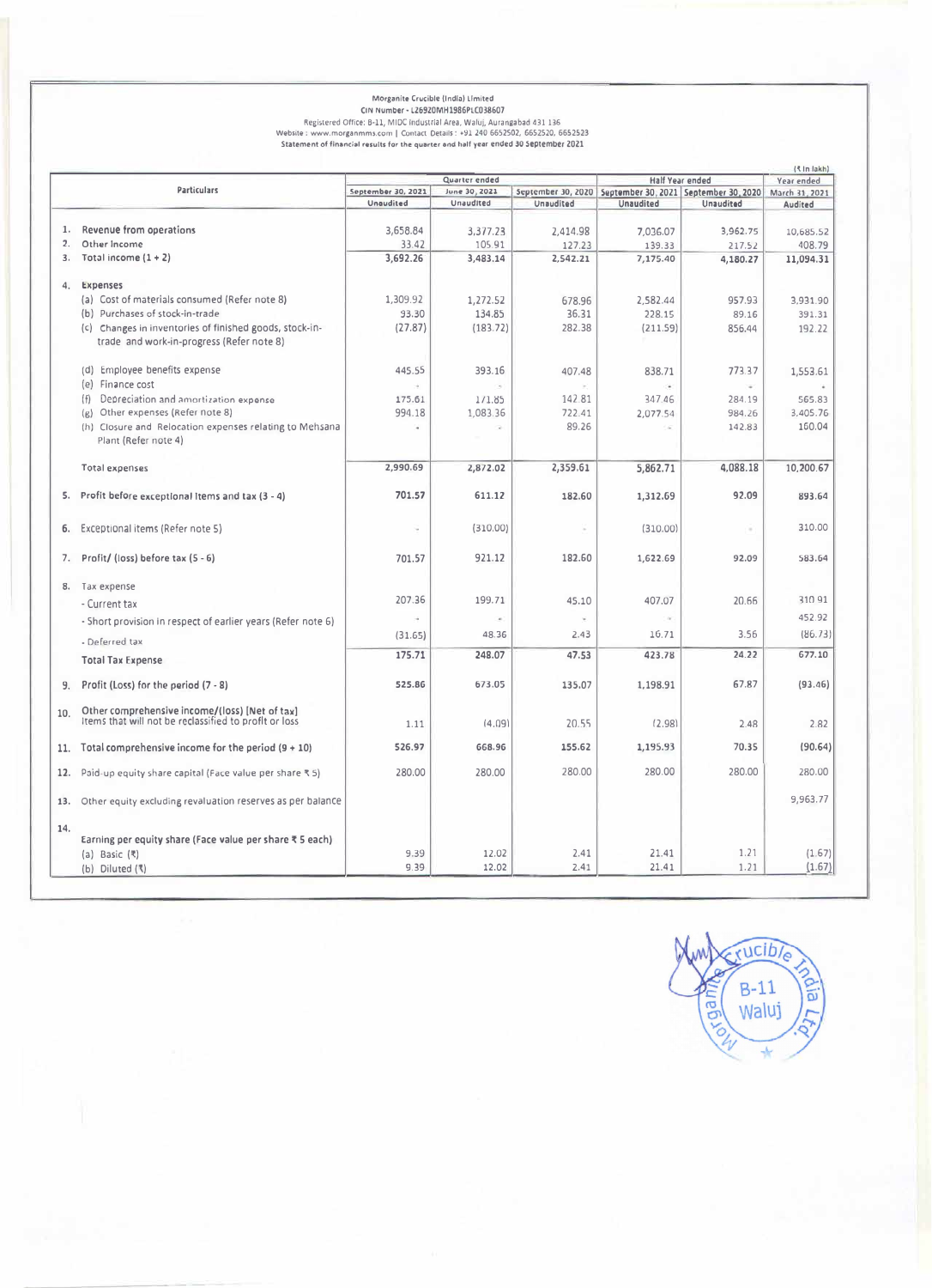Morganite Crucible (India) Limited

CIN Number - L26920MH1986PLC038607

Registered Office: B-11, MIDC Industrial Area, Waluj, Aurangabad 431 136

Website : www.morganmms.com | Contact Details : +91 240 6652502, 6652520, 6652523

**Statement of financial results for the quarter and half year ended 30 September 2021**

(₹ in lakh)

| | Particulars | Quarter ended | | | Half Year ended | | Year ended |
|---|---|---|---|---|---|---|---|
| | | September 30, 2021 | June 30, 2021 | September 30, 2020 | September 30, 2021 | September 30, 2020 | March 31, 2021 |
| | | Unaudited | Unaudited | Unaudited | Unaudited | Unaudited | Audited |
| 1. | Revenue from operations | 3,658.84 | 3,377.23 | 2,414.98 | 7,036.07 | 3,962.75 | 10,685.52 |
| 2. | Other Income | 33.42 | 105.91 | 127.23 | 139.33 | 217.52 | 408.79 |
| 3. | Total income (1 + 2) | 3,692.26 | 3,483.14 | 2,542.21 | 7,175.40 | 4,180.27 | 11,094.31 |
| 4. | Expenses | | | | | | |
| | (a) Cost of materials consumed (Refer note 8) | 1,309.92 | 1,272.52 | 678.96 | 2,582.44 | 957.93 | 3,931.90 |
| | (b) Purchases of stock-in-trade | 93.30 | 134.85 | 36.31 | 228.15 | 89.16 | 391.31 |
| | (c) Changes in inventories of finished goods, stock-in-trade and work-in-progress (Refer note 8) | (27.87) | (183.72) | 282.38 | (211.59) | 856.44 | 192.22 |
| | (d) Employee benefits expense | 445.55 | 393.16 | 407.48 | 838.71 | 773.37 | 1,553.61 |
| | (e) Finance cost | - | - | | - | - | - |
| | (f) Depreciation and amortization expense | 175.61 | 171.85 | 142.81 | 347.46 | 284.19 | 565.83 |
| | (g) Other expenses (Refer note 8) | 994.18 | 1,083.36 | 722.41 | 2,077.54 | 984.26 | 3,405.76 |
| | (h) Closure and Relocation expenses relating to Mehsana Plant (Refer note 4) | - | - | 89.26 | - | 142.83 | 160.04 |
| | Total expenses | 2,990.69 | 2,872.02 | 2,359.61 | 5,862.71 | 4,088.18 | 10,200.67 |
| 5. | Profit before exceptional items and tax (3 - 4) | 701.57 | 611.12 | 182.60 | 1,312.69 | 92.09 | 893.64 |
| 6. | Exceptional items (Refer note 5) | - | (310.00) | - | (310.00) | - | 310.00 |
| 7. | Profit/ (loss) before tax (5 - 6) | 701.57 | 921.12 | 182.60 | 1,622.69 | 92.09 | 583.64 |
| 8. | Tax expense | | | | | | |
| | - Current tax | 207.36 | 199.71 | 45.10 | 407.07 | 20.66 | 310.91 |
| | - Short provision in respect of earlier years (Refer note 6) | - | - | - | - | | 452.92 |
| | - Deferred tax | (31.65) | 48.36 | 2.43 | 16.71 | 3.56 | (86.73) |
| | Total Tax Expense | 175.71 | 248.07 | 47.53 | 423.78 | 24.22 | 677.10 |
| 9. | Profit (Loss) for the period (7 - 8) | 525.86 | 673.05 | 135.07 | 1,198.91 | 67.87 | (93.46) |
| 10. | Other comprehensive income/(loss) [Net of tax] Items that will not be reclassified to profit or loss | 1.11 | (4.09) | 20.55 | (2.98) | 2.48 | 2.82 |
| 11. | Total comprehensive income for the period (9 + 10) | 526.97 | 668.96 | 155.62 | 1,195.93 | 70.35 | (90.64) |
| 12. | Paid-up equity share capital (Face value per share ₹ 5) | 280.00 | 280.00 | 280.00 | 280.00 | 280.00 | 280.00 |
| 13. | Other equity excluding revaluation reserves as per balance | | | | | | 9,963.77 |
| 14. | Earning per equity share (Face value per share ₹ 5 each) | | | | | | |
| | (a) Basic (₹) | 9.39 | 12.02 | 2.41 | 21.41 | 1.21 | (1.67) |
| | (b) Diluted (₹) | 9.39 | 12.02 | 2.41 | 21.41 | 1.21 | (1.67) |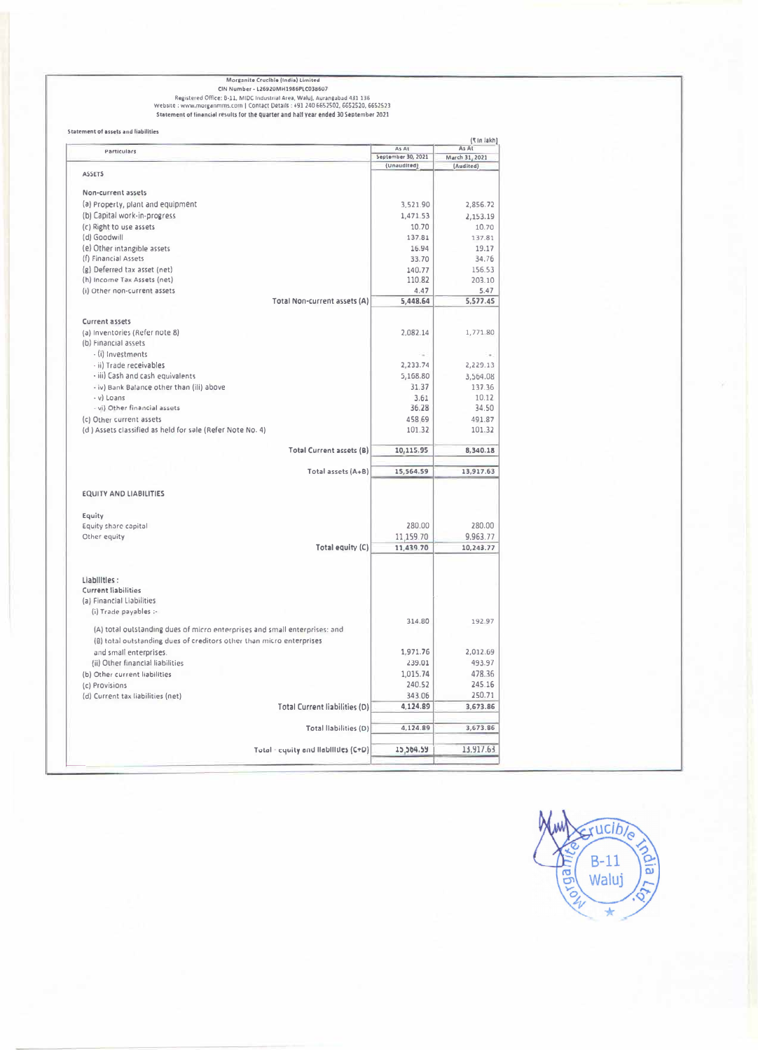Morganite Crucible (India) Limited
CIN Number - L26920MH1986PLC038607
Registered Office: B-11, MIDC Industrial Area, Waluj, Aurangabad 431 136
Website : www.morganmms.com | Contact Details : +91 240 6652502, 6652520, 6652523
**Statement of financial results for the quarter and half year ended 30 September 2021**

**Statement of assets and liabilities**

(₹ in lakh)

| Particulars | As At September 30, 2021 (Unaudited) | As At March 31, 2021 (Audited) |
|---|---|---|
| **ASSETS** | | |
| **Non-current assets** | | |
| (a) Property, plant and equipment | 3,521.90 | 2,856.72 |
| (b) Capital work-in-progress | 1,471.53 | 2,153.19 |
| (c) Right to use assets | 10.70 | 10.70 |
| (d) Goodwill | 137.81 | 137.81 |
| (e) Other intangible assets | 16.94 | 19.17 |
| (f) Financial Assets | 33.70 | 34.76 |
| (g) Deferred tax asset (net) | 140.77 | 156.53 |
| (h) Income Tax Assets (net) | 110.82 | 203.10 |
| (i) Other non-current assets | 4.47 | 5.47 |
| **Total Non-current assets (A)** | **5,448.64** | **5,577.45** |
| **Current assets** | | |
| (a) Inventories (Refer note 8) | 2,082.14 | 1,771.80 |
| (b) Financial assets | | |
| - (i) Investments | - | - |
| - ii) Trade receivables | 2,233.74 | 2,229.13 |
| - iii) Cash and cash equivalents | 5,168.80 | 3,564.08 |
| - iv) Bank Balance other than (iii) above | 31.37 | 137.36 |
| - v) Loans | 3.61 | 10.12 |
| - vi) Other financial assets | 36.28 | 34.50 |
| (c) Other current assets | 458.69 | 491.87 |
| (d ) Assets classified as held for sale (Refer Note No. 4) | 101.32 | 101.32 |
| **Total Current assets (B)** | **10,115.95** | **8,340.18** |
| **Total assets (A+B)** | **15,564.59** | **13,917.63** |
| **EQUITY AND LIABILITIES** | | |
| **Equity** | | |
| Equity share capital | 280.00 | 280.00 |
| Other equity | 11,159.70 | 9,963.77 |
| **Total equity (C)** | **11,439.70** | **10,243.77** |
| **Liabilities :** | | |
| **Current liabilities** | | |
| (a) Financial Liabilities | | |
| (i) Trade payables :- | | |
| (A) total outstanding dues of micro enterprises and small enterprises: and | 314.80 | 192.97 |
| (B) total outstanding dues of creditors other than micro enterprises and small enterprises. | 1,971.76 | 2,012.69 |
| (ii) Other financial liabilities | 239.01 | 493.97 |
| (b) Other current liabilities | 1,015.74 | 478.36 |
| (c) Provisions | 240.52 | 245.16 |
| (d) Current tax liabilities (net) | 343.06 | 250.71 |
| **Total Current liabilities (D)** | **4,124.89** | **3,673.86** |
| **Total liabilities (D)** | **4,124.89** | **3,673.86** |
| **Total - equity and liabilities (C+D)** | **15,564.59** | **13,917.63** |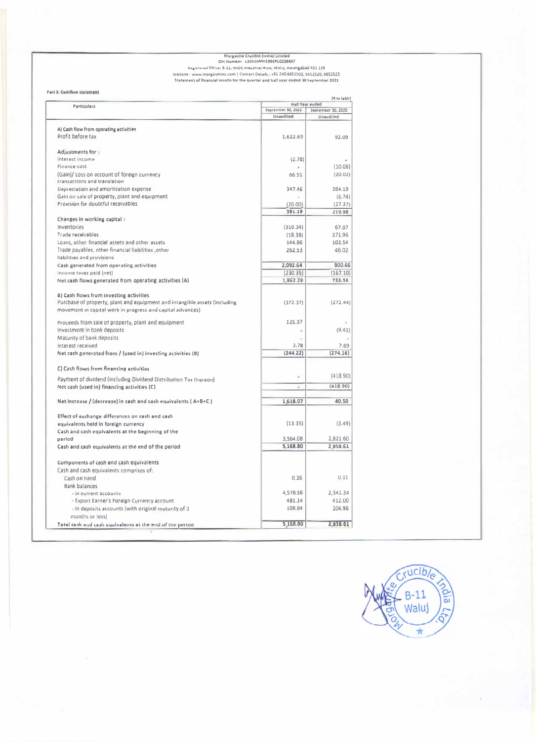Morganite Crucible (India) Limited
CIN Number - L26920MH1986PLC038607
Registered Office: B-11, MIDC Industrial Area, Waluj, Aurangabad 431 136
Website : www.morganmms.com | Contact Details : +91 240 6652502, 6652520, 6652523
Statement of financial results for the quarter and half year ended 30 September 2021

**Part 3: Cashflow statement**

(₹ In lakh)

| Particulars | Half Year ended | |
|---|---|---|
| | September 30, 2021 | September 30, 2020 |
| | Unaudited | Unaudited |
| **A) Cash flow from operating activities** | | |
| Profit before tax | 1,622.69 | 92.09 |
| Adjustments for : | | |
| Interest income | (2.78) | - |
| Finance cost | - | (10.08) |
| (Gain)/ Loss on account of foreign currency transactions and translation | 66.51 | (20.02) |
| Depreciation and amortization expense | 347.46 | 284.19 |
| Gain on sale of property, plant and equipment | - | (6.74) |
| Provision for doubtful receivables | (20.00) | (27.37) |
| | 391.19 | 219.98 |
| Changes in working capital : | | |
| Inventories | (310.34) | 67.07 |
| Trade receivables | (18.39) | 371.96 |
| Loans, other financial assets and other assets | 144.96 | 103.54 |
| Trade payables, other financial liabilities ,other liabilities and provisions | 262.53 | 46.02 |
| Cash generated from operating activities | 2,092.64 | 900.66 |
| Income taxes paid (net) | (230.35) | (167.10) |
| Net cash flows generated from operating activities (A) | 1,862.29 | 733.56 |
| **B) Cash flows from investing activities** | | |
| Purchase of property, plant and equipment and intangible assets (including movement in capital work in progress and capital advances) | (372.37) | (272.44) |
| Proceeds from sale of property, plant and equipment | 125.37 | - |
| Investment in bank deposits | - | (9.41) |
| Maturity of bank deposits | - | - |
| Interest received | 2.78 | 7.69 |
| Net cash generated from / (used in) investing activities (B) | (244.22) | (274.16) |
| **C) Cash flows from financing activities** | | |
| Payment of dividend (including Dividend Distribution Tax thereon) | - | (418.90) |
| Net cash (used in) financing activities (C) | - | (418.90) |
| Net increase / (decrease) in cash and cash equivalents ( A+B+C ) | 1,618.07 | 40.50 |
| Effect of exchange differences on cash and cash equivalents held in foreign currency | (13.35) | (3.49) |
| Cash and cash equivalents at the beginning of the period | 3,564.08 | 2,821.60 |
| Cash and cash equivalents at the end of the period | 5,168.80 | 2,858.61 |
| **Components of cash and cash equivalents** | | |
| Cash and cash equivalents comprises of: | | |
| Cash on hand | 0.26 | 0.31 |
| Bank balances | | |
| - in current accounts | 4,578.56 | 2,341.34 |
| - Export Earner's Foreign Currency account | 481.14 | 412.00 |
| - in deposits accounts (with original maturity of 3 months or less) | 108.84 | 104.96 |
| Total cash and cash equivalents at the end of the period | 5,168.80 | 2,858.61 |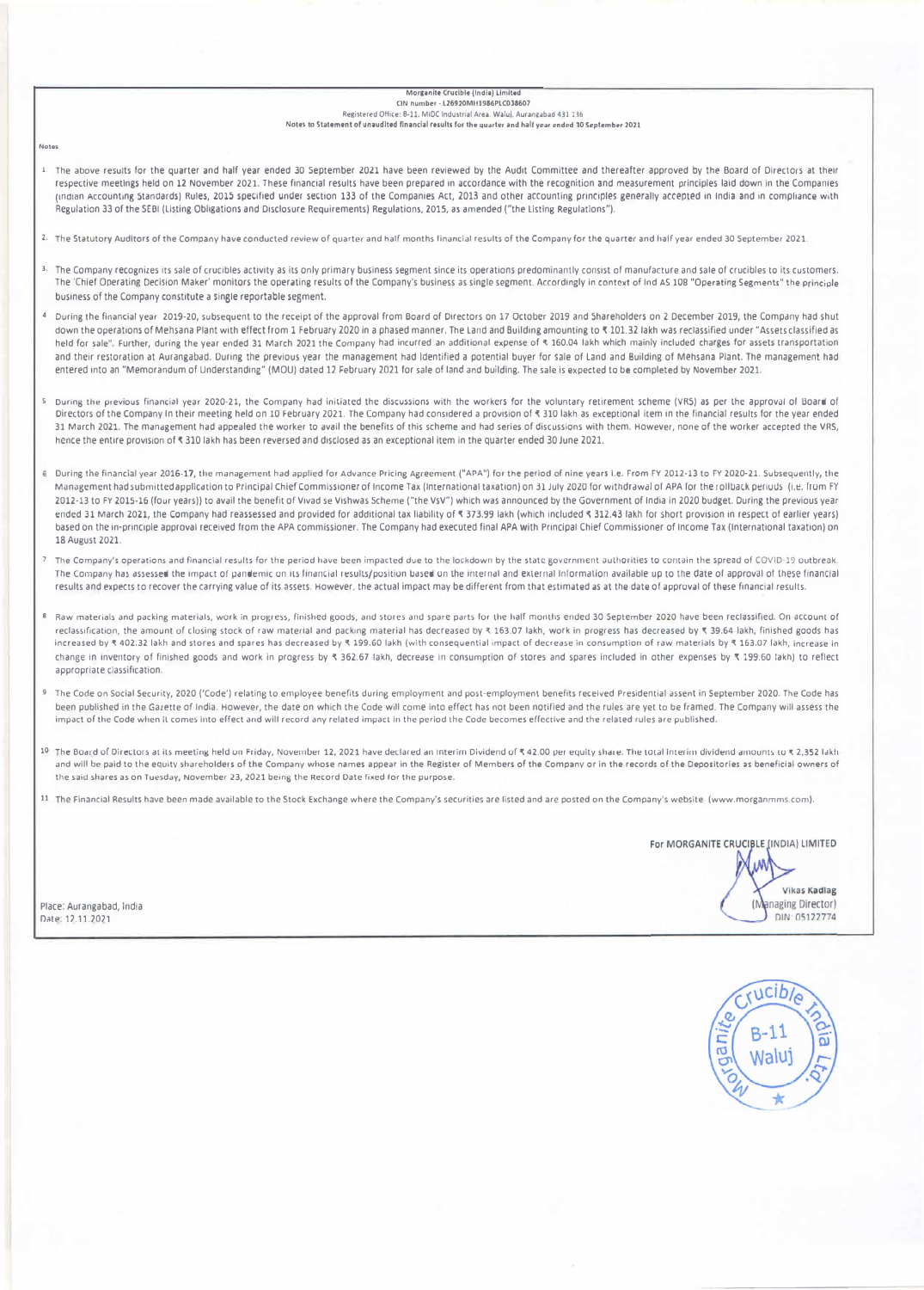**Morganite Crucible (India) Limited**
**CIN number - L26920MH1986PLC038607**
Registered Office: B-11, MIDC Industrial Area, Waluj, Aurangabad 431 136
**Notes to Statement of unaudited financial results for the quarter and half year ended 30 September 2021**

**Notes**

1. The above results for the quarter and half year ended 30 September 2021 have been reviewed by the Audit Committee and thereafter approved by the Board of Directors at their respective meetings held on 12 November 2021. These financial results have been prepared in accordance with the recognition and measurement principles laid down in the Companies (Indian Accounting Standards) Rules, 2015 specified under section 133 of the Companies Act, 2013 and other accounting principles generally accepted in India and in compliance with Regulation 33 of the SEBI (Listing Obligations and Disclosure Requirements) Regulations, 2015, as amended ("the Listing Regulations").

2. The Statutory Auditors of the Company have conducted review of quarter and half months financial results of the Company for the quarter and half year ended 30 September 2021.

3. The Company recognizes its sale of crucibles activity as its only primary business segment since its operations predominantly consist of manufacture and sale of crucibles to its customers. The 'Chief Operating Decision Maker' monitors the operating results of the Company's business as single segment. Accordingly in context of Ind AS 108 "Operating Segments" the principle business of the Company constitute a single reportable segment.

4. During the financial year 2019-20, subsequent to the receipt of the approval from Board of Directors on 17 October 2019 and Shareholders on 2 December 2019, the Company had shut down the operations of Mehsana Plant with effect from 1 February 2020 in a phased manner. The Land and Building amounting to ₹ 101.32 lakh was reclassified under "Assets classified as held for sale". Further, during the year ended 31 March 2021 the Company had incurred an additional expense of ₹ 160.04 lakh which mainly included charges for assets transportation and their restoration at Aurangabad. During the previous year the management had identified a potential buyer for sale of Land and Building of Mehsana Plant. The management had entered into an "Memorandum of Understanding" (MOU) dated 12 February 2021 for sale of land and building. The sale is expected to be completed by November 2021.

5. During the previous financial year 2020-21, the Company had initiated the discussions with the workers for the voluntary retirement scheme (VRS) as per the approval of Board of Directors of the Company in their meeting held on 10 February 2021. The Company had considered a provision of ₹ 310 lakh as exceptional item in the financial results for the year ended 31 March 2021. The management had appealed the worker to avail the benefits of this scheme and had series of discussions with them. However, none of the worker accepted the VRS, hence the entire provision of ₹ 310 lakh has been reversed and disclosed as an exceptional item in the quarter ended 30 June 2021.

6. During the financial year 2016-17, the management had applied for Advance Pricing Agreement ("APA") for the period of nine years i.e. From FY 2012-13 to FY 2020-21. Subsequently, the Management had submitted application to Principal Chief Commissioner of Income Tax (International taxation) on 31 July 2020 for withdrawal of APA for the rollback periods (i.e. from FY 2012-13 to FY 2015-16 (four years)) to avail the benefit of Vivad se Vishwas Scheme ("the VsV") which was announced by the Government of India in 2020 budget. During the previous year ended 31 March 2021, the Company had reassessed and provided for additional tax liability of ₹ 373.99 lakh (which included ₹ 312.43 lakh for short provision in respect of earlier years) based on the in-principle approval received from the APA commissioner. The Company had executed final APA with Principal Chief Commissioner of Income Tax (International taxation) on 18 August 2021.

7. The Company's operations and financial results for the period have been impacted due to the lockdown by the state government authorities to contain the spread of COVID-19 outbreak. The Company has assessed the impact of pandemic on its financial results/position based on the internal and external information available up to the date of approval of these financial results and expects to recover the carrying value of its assets. However, the actual impact may be different from that estimated as at the date of approval of these financial results.

8. Raw materials and packing materials, work in progress, finished goods, and stores and spare parts for the half months ended 30 September 2020 have been reclassified. On account of reclassification, the amount of closing stock of raw material and packing material has decreased by ₹ 163.07 lakh, work in progress has decreased by ₹ 39.64 lakh, finished goods has increased by ₹ 402.32 lakh and stores and spares has decreased by ₹ 199.60 lakh (with consequential impact of decrease in consumption of raw materials by ₹ 163.07 lakh, increase in change in inventory of finished goods and work in progress by ₹ 362.67 lakh, decrease in consumption of stores and spares included in other expenses by ₹ 199.60 lakh) to reflect appropriate classification.

9. The Code on Social Security, 2020 ('Code') relating to employee benefits during employment and post-employment benefits received Presidential assent in September 2020. The Code has been published in the Gazette of India. However, the date on which the Code will come into effect has not been notified and the rules are yet to be framed. The Company will assess the impact of the Code when it comes into effect and will record any related impact in the period the Code becomes effective and the related rules are published.

10. The Board of Directors at its meeting held on Friday, November 12, 2021 have declared an interim Dividend of ₹ 42.00 per equity share. The total interim dividend amounts to ₹ 2,352 lakh and will be paid to the equity shareholders of the Company whose names appear in the Register of Members of the Company or in the records of the Depositories as beneficial owners of the said shares as on Tuesday, November 23, 2021 being the Record Date fixed for the purpose.

11. The Financial Results have been made available to the Stock Exchange where the Company's securities are listed and are posted on the Company's website (www.morganmms.com).

For MORGANITE CRUCIBLE (INDIA) LIMITED

Vikas Kadlag
(Managing Director)
DIN: 05122774

Place: Aurangabad, India
Date: 12.11.2021